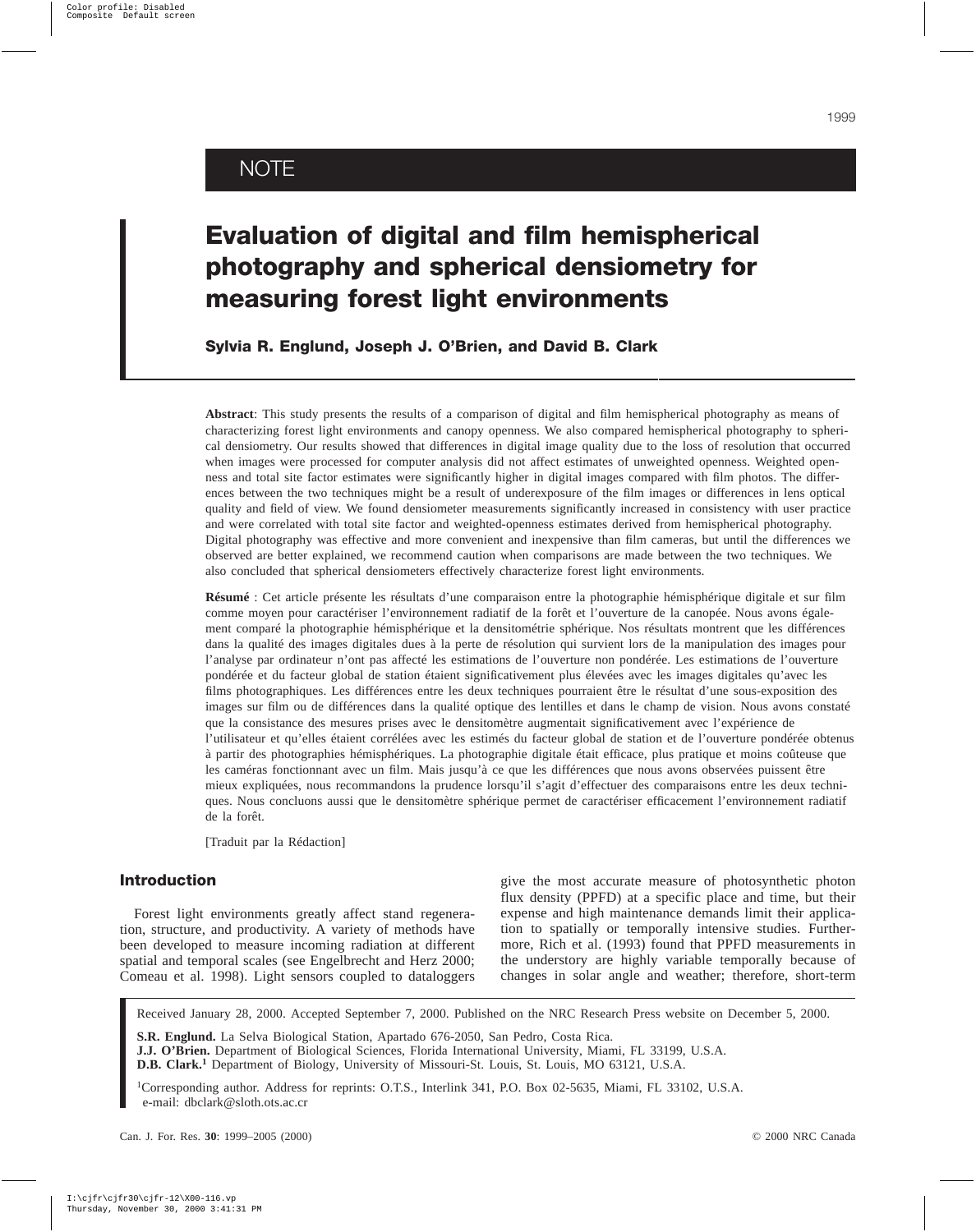NOTE

# Evaluation of digital and film hemispherical photography and spherical densiometry for measuring forest light environments

**Sylvia R. Englund, Joseph J. O'Brien, and David B. Clark**

**Abstract**: This study presents the results of a comparison of digital and film hemispherical photography as means of characterizing forest light environments and canopy openness. We also compared hemispherical photography to spherical densiometry. Our results showed that differences in digital image quality due to the loss of resolution that occurred when images were processed for computer analysis did not affect estimates of unweighted openness. Weighted openness and total site factor estimates were significantly higher in digital images compared with film photos. The differences between the two techniques might be a result of underexposure of the film images or differences in lens optical quality and field of view. We found densiometer measurements significantly increased in consistency with user practice and were correlated with total site factor and weighted-openness estimates derived from hemispherical photography. Digital photography was effective and more convenient and inexpensive than film cameras, but until the differences we observed are better explained, we recommend caution when comparisons are made between the two techniques. We also concluded that spherical densiometers effectively characterize forest light environments.

**Résumé** : Cet article présente les résultats d'une comparaison entre la photographie hémisphérique digitale et sur film comme moyen pour caractériser l'environnement radiatif de la forêt et l'ouverture de la canopée. Nous avons également comparé la photographie hémisphérique et la densitométrie sphérique. Nos résultats montrent que les différences dans la qualité des images digitales dues à la perte de résolution qui survient lors de la manipulation des images pour l'analyse par ordinateur n'ont pas affecté les estimations de l'ouverture non pondérée. Les estimations de l'ouverture pondérée et du facteur global de station étaient significativement plus élevées avec les images digitales qu'avec les films photographiques. Les différences entre les deux techniques pourraient être le résultat d'une sous-exposition des images sur film ou de différences dans la qualité optique des lentilles et dans le champ de vision. Nous avons constaté que la consistance des mesures prises avec le densitomètre augmentait significativement avec l'expérience de l'utilisateur et qu'elles étaient corrélées avec les estimés du facteur global de station et de l'ouverture pondérée obtenus à partir des photographies hémisphériques. La photographie digitale était efficace, plus pratique et moins coûteuse que les caméras fonctionnant avec un film. Mais jusqu'à ce que les différences que nous avons observées puissent être mieux expliquées, nous recommandons la prudence lorsqu'il s'agit d'effectuer des comparaisons entre les deux techniques. Nous concluons aussi que le densitomètre sphérique permet de caractériser efficacement l'environnement radiatif de la forêt.

[Traduit par la Rédaction]

## Introduction

Forest light environments greatly affect stand regeneration, structure, and productivity. A variety of methods have been developed to measure incoming radiation at different spatial and temporal scales (see Engelbrecht and Herz 2000; Comeau et al. 1998). Light sensors coupled to dataloggers give the most accurate measure of photosynthetic photon flux density (PPFD) at a specific place and time, but their expense and high maintenance demands limit their application to spatially or temporally intensive studies. Furthermore, Rich et al. (1993) found that PPFD measurements in the understory are highly variable temporally because of changes in solar angle and weather; therefore, short-term

Received January 28, 2000. Accepted September 7, 2000. Published on the NRC Research Press website on December 5, 2000.

**S.R. Englund.** La Selva Biological Station, Apartado 676-2050, San Pedro, Costa Rica.
**J.J. O'Brien.** Department of Biological Sciences, Florida International University, Miami, FL 33199, U.S.A.
**D.B. Clark.**[1] Department of Biology, University of Missouri-St. Louis, St. Louis, MO 63121, U.S.A.

[1]Corresponding author. Address for reprints: O.T.S., Interlink 341, P.O. Box 02-5635, Miami, FL 33102, U.S.A. e-mail: dbclark@sloth.ots.ac.cr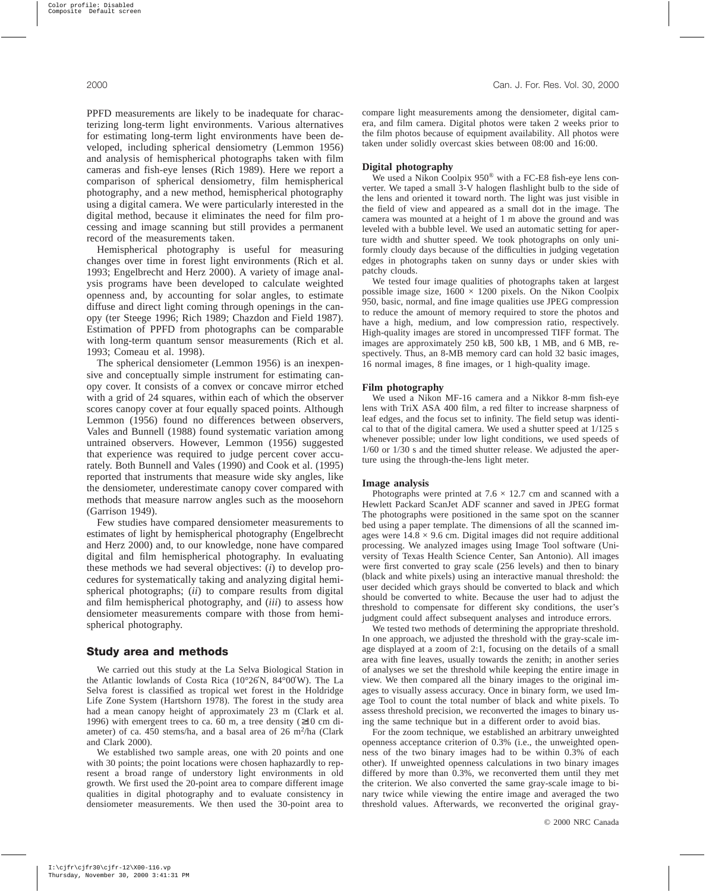PPFD measurements are likely to be inadequate for characterizing long-term light environments. Various alternatives for estimating long-term light environments have been developed, including spherical densiometry (Lemmon 1956) and analysis of hemispherical photographs taken with film cameras and fish-eye lenses (Rich 1989). Here we report a comparison of spherical densiometry, film hemispherical photography, and a new method, hemispherical photography using a digital camera. We were particularly interested in the digital method, because it eliminates the need for film processing and image scanning but still provides a permanent record of the measurements taken.

Hemispherical photography is useful for measuring changes over time in forest light environments (Rich et al. 1993; Engelbrecht and Herz 2000). A variety of image analysis programs have been developed to calculate weighted openness and, by accounting for solar angles, to estimate diffuse and direct light coming through openings in the canopy (ter Steege 1996; Rich 1989; Chazdon and Field 1987). Estimation of PPFD from photographs can be comparable with long-term quantum sensor measurements (Rich et al. 1993; Comeau et al. 1998).

The spherical densiometer (Lemmon 1956) is an inexpensive and conceptually simple instrument for estimating canopy cover. It consists of a convex or concave mirror etched with a grid of 24 squares, within each of which the observer scores canopy cover at four equally spaced points. Although Lemmon (1956) found no differences between observers, Vales and Bunnell (1988) found systematic variation among untrained observers. However, Lemmon (1956) suggested that experience was required to judge percent cover accurately. Both Bunnell and Vales (1990) and Cook et al. (1995) reported that instruments that measure wide sky angles, like the densiometer, underestimate canopy cover compared with methods that measure narrow angles such as the moosehorn (Garrison 1949).

Few studies have compared densiometer measurements to estimates of light by hemispherical photography (Engelbrecht and Herz 2000) and, to our knowledge, none have compared digital and film hemispherical photography. In evaluating these methods we had several objectives: (*i*) to develop procedures for systematically taking and analyzing digital hemispherical photographs; (*ii*) to compare results from digital and film hemispherical photography, and (*iii*) to assess how densiometer measurements compare with those from hemispherical photography.

## Study area and methods

We carried out this study at the La Selva Biological Station in the Atlantic lowlands of Costa Rica (10°26′N, 84°00′W). The La Selva forest is classified as tropical wet forest in the Holdridge Life Zone System (Hartshorn 1978). The forest in the study area had a mean canopy height of approximately 23 m (Clark et al. 1996) with emergent trees to ca. 60 m, a tree density (≥10 cm diameter) of ca. 450 stems/ha, and a basal area of 26 $m^2$/ha (Clark and Clark 2000).

We established two sample areas, one with 20 points and one with 30 points; the point locations were chosen haphazardly to represent a broad range of understory light environments in old growth. We first used the 20-point area to compare different image qualities in digital photography and to evaluate consistency in densiometer measurements. We then used the 30-point area to compare light measurements among the densiometer, digital camera, and film camera. Digital photos were taken 2 weeks prior to the film photos because of equipment availability. All photos were taken under solidly overcast skies between 08:00 and 16:00.

### Digital photography

We used a Nikon Coolpix 950® with a FC-E8 fish-eye lens converter. We taped a small 3-V halogen flashlight bulb to the side of the lens and oriented it toward north. The light was just visible in the field of view and appeared as a small dot in the image. The camera was mounted at a height of 1 m above the ground and was leveled with a bubble level. We used an automatic setting for aperture width and shutter speed. We took photographs on only uniformly cloudy days because of the difficulties in judging vegetation edges in photographs taken on sunny days or under skies with patchy clouds.

We tested four image qualities of photographs taken at largest possible image size, 1600 × 1200 pixels. On the Nikon Coolpix 950, basic, normal, and fine image qualities use JPEG compression to reduce the amount of memory required to store the photos and have a high, medium, and low compression ratio, respectively. High-quality images are stored in uncompressed TIFF format. The images are approximately 250 kB, 500 kB, 1 MB, and 6 MB, respectively. Thus, an 8-MB memory card can hold 32 basic images, 16 normal images, 8 fine images, or 1 high-quality image.

### Film photography

We used a Nikon MF-16 camera and a Nikkor 8-mm fish-eye lens with TriX ASA 400 film, a red filter to increase sharpness of leaf edges, and the focus set to infinity. The field setup was identical to that of the digital camera. We used a shutter speed at 1/125 s whenever possible; under low light conditions, we used speeds of 1/60 or 1/30 s and the timed shutter release. We adjusted the aperture using the through-the-lens light meter.

### Image analysis

Photographs were printed at 7.6 × 12.7 cm and scanned with a Hewlett Packard ScanJet ADF scanner and saved in JPEG format The photographs were positioned in the same spot on the scanner bed using a paper template. The dimensions of all the scanned images were 14.8 × 9.6 cm. Digital images did not require additional processing. We analyzed images using Image Tool software (University of Texas Health Science Center, San Antonio). All images were first converted to gray scale (256 levels) and then to binary (black and white pixels) using an interactive manual threshold: the user decided which grays should be converted to black and which should be converted to white. Because the user had to adjust the threshold to compensate for different sky conditions, the user's judgment could affect subsequent analyses and introduce errors.

We tested two methods of determining the appropriate threshold. In one approach, we adjusted the threshold with the gray-scale image displayed at a zoom of 2:1, focusing on the details of a small area with fine leaves, usually towards the zenith; in another series of analyses we set the threshold while keeping the entire image in view. We then compared all the binary images to the original images to visually assess accuracy. Once in binary form, we used Image Tool to count the total number of black and white pixels. To assess threshold precision, we reconverted the images to binary using the same technique but in a different order to avoid bias.

For the zoom technique, we established an arbitrary unweighted openness acceptance criterion of 0.3% (i.e., the unweighted openness of the two binary images had to be within 0.3% of each other). If unweighted openness calculations in two binary images differed by more than 0.3%, we reconverted them until they met the criterion. We also converted the same gray-scale image to binary twice while viewing the entire image and averaged the two threshold values. Afterwards, we reconverted the original gray-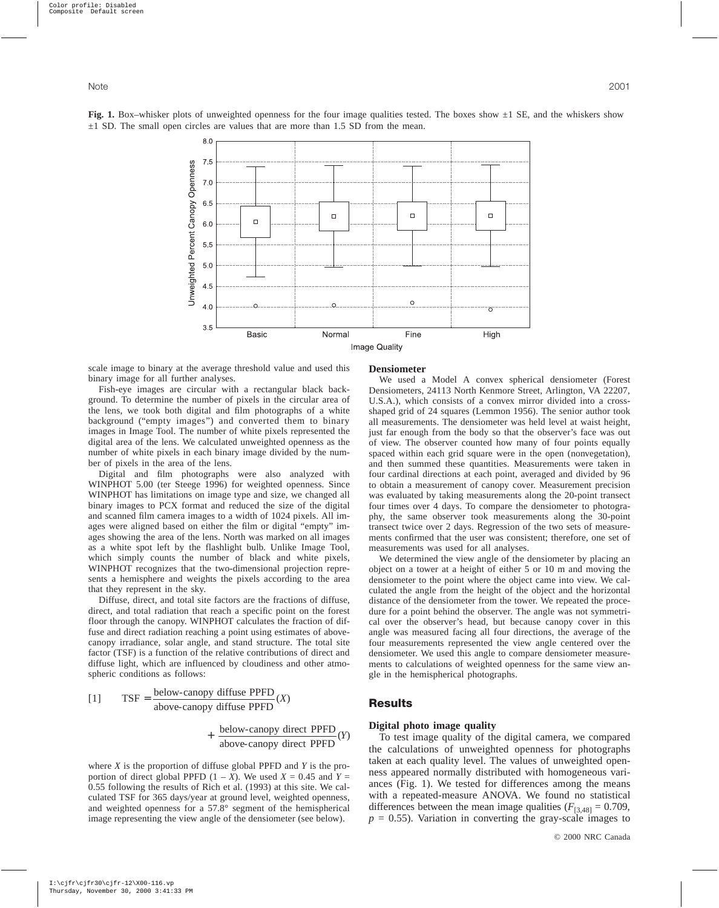**Fig. 1.** Box–whisker plots of unweighted openness for the four image qualities tested. The boxes show ±1 SE, and the whiskers show ±1 SD. The small open circles are values that are more than 1.5 SD from the mean.

scale image to binary at the average threshold value and used this binary image for all further analyses.

Fish-eye images are circular with a rectangular black background. To determine the number of pixels in the circular area of the lens, we took both digital and film photographs of a white background ("empty images") and converted them to binary images in Image Tool. The number of white pixels represented the digital area of the lens. We calculated unweighted openness as the number of white pixels in each binary image divided by the number of pixels in the area of the lens.

Digital and film photographs were also analyzed with WINPHOT 5.00 (ter Steege 1996) for weighted openness. Since WINPHOT has limitations on image type and size, we changed all binary images to PCX format and reduced the size of the digital and scanned film camera images to a width of 1024 pixels. All images were aligned based on either the film or digital "empty" images showing the area of the lens. North was marked on all images as a white spot left by the flashlight bulb. Unlike Image Tool, which simply counts the number of black and white pixels, WINPHOT recognizes that the two-dimensional projection represents a hemisphere and weights the pixels according to the area that they represent in the sky.

Diffuse, direct, and total site factors are the fractions of diffuse, direct, and total radiation that reach a specific point on the forest floor through the canopy. WINPHOT calculates the fraction of diffuse and direct radiation reaching a point using estimates of above-canopy irradiance, solar angle, and stand structure. The total site factor (TSF) is a function of the relative contributions of direct and diffuse light, which are influenced by cloudiness and other atmospheric conditions as follows:

$$[1] \qquad \mathrm{TSF} = \frac{\text{below-canopy diffuse PPFD}}{\text{above-canopy diffuse PPFD}}(X) + \frac{\text{below-canopy direct PPFD}}{\text{above-canopy direct PPFD}}(Y)$$

where $X$ is the proportion of diffuse global PPFD and $Y$ is the proportion of direct global PPFD ($1 - X$). We used $X = 0.45$ and $Y = 0.55$ following the results of Rich et al. (1993) at this site. We calculated TSF for 365 days/year at ground level, weighted openness, and weighted openness for a 57.8° segment of the hemispherical image representing the view angle of the densiometer (see below).

### Densiometer

We used a Model A convex spherical densiometer (Forest Densiometers, 24113 North Kenmore Street, Arlington, VA 22207, U.S.A.), which consists of a convex mirror divided into a cross-shaped grid of 24 squares (Lemmon 1956). The senior author took all measurements. The densiometer was held level at waist height, just far enough from the body so that the observer's face was out of view. The observer counted how many of four points equally spaced within each grid square were in the open (nonvegetation), and then summed these quantities. Measurements were taken in four cardinal directions at each point, averaged and divided by 96 to obtain a measurement of canopy cover. Measurement precision was evaluated by taking measurements along the 20-point transect four times over 4 days. To compare the densiometer to photography, the same observer took measurements along the 30-point transect twice over 2 days. Regression of the two sets of measurements confirmed that the user was consistent; therefore, one set of measurements was used for all analyses.

We determined the view angle of the densiometer by placing an object on a tower at a height of either 5 or 10 m and moving the densiometer to the point where the object came into view. We calculated the angle from the height of the object and the horizontal distance of the densiometer from the tower. We repeated the procedure for a point behind the observer. The angle was not symmetrical over the observer's head, but because canopy cover in this angle was measured facing all four directions, the average of the four measurements represented the view angle centered over the densiometer. We used this angle to compare densiometer measurements to calculations of weighted openness for the same view angle in the hemispherical photographs.

## Results

### Digital photo image quality

To test image quality of the digital camera, we compared the calculations of unweighted openness for photographs taken at each quality level. The values of unweighted openness appeared normally distributed with homogeneous variances (Fig. 1). We tested for differences among the means with a repeated-measure ANOVA. We found no statistical differences between the mean image qualities ($F_{[3,48]} = 0.709$, $p = 0.55$). Variation in converting the gray-scale images to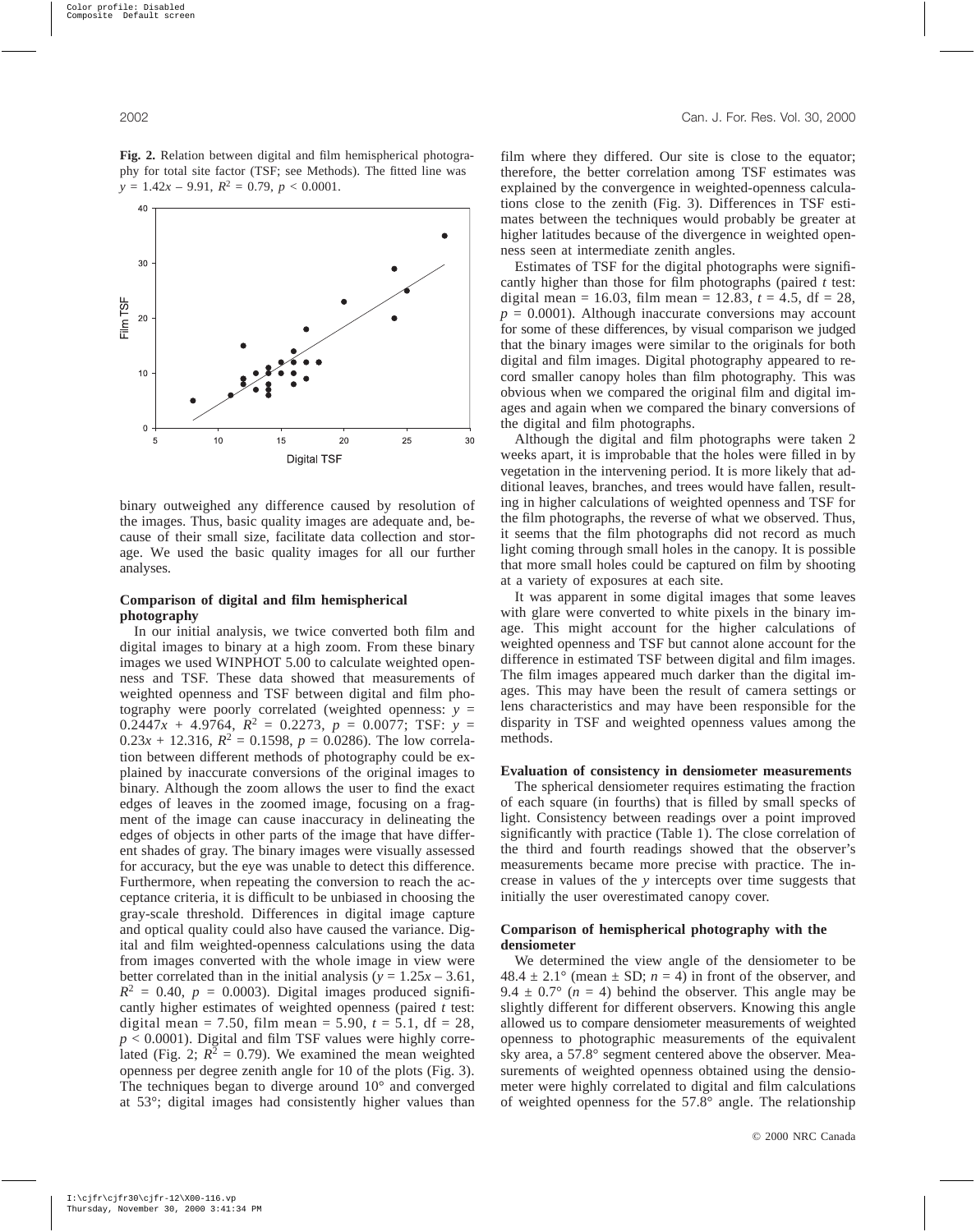**Fig. 2.** Relation between digital and film hemispherical photography for total site factor (TSF; see Methods). The fitted line was $y = 1.42x - 9.91$, $R^2 = 0.79$, $p < 0.0001$.

binary outweighed any difference caused by resolution of the images. Thus, basic quality images are adequate and, because of their small size, facilitate data collection and storage. We used the basic quality images for all our further analyses.

### Comparison of digital and film hemispherical photography

In our initial analysis, we twice converted both film and digital images to binary at a high zoom. From these binary images we used WINPHOT 5.00 to calculate weighted openness and TSF. These data showed that measurements of weighted openness and TSF between digital and film photography were poorly correlated (weighted openness: $y = 0.2447x + 4.9764$, $R^2 = 0.2273$, $p = 0.0077$; TSF: $y = 0.23x + 12.316$, $R^2 = 0.1598$, $p = 0.0286$). The low correlation between different methods of photography could be explained by inaccurate conversions of the original images to binary. Although the zoom allows the user to find the exact edges of leaves in the zoomed image, focusing on a fragment of the image can cause inaccuracy in delineating the edges of objects in other parts of the image that have different shades of gray. The binary images were visually assessed for accuracy, but the eye was unable to detect this difference. Furthermore, when repeating the conversion to reach the acceptance criteria, it is difficult to be unbiased in choosing the gray-scale threshold. Differences in digital image capture and optical quality could also have caused the variance. Digital and film weighted-openness calculations using the data from images converted with the whole image in view were better correlated than in the initial analysis ($y = 1.25x - 3.61$, $R^2 = 0.40$, $p = 0.0003$). Digital images produced significantly higher estimates of weighted openness (paired *t* test: digital mean = 7.50, film mean = 5.90, $t = 5.1$, df = 28, $p < 0.0001$). Digital and film TSF values were highly correlated (Fig. 2; $R^2 = 0.79$). We examined the mean weighted openness per degree zenith angle for 10 of the plots (Fig. 3). The techniques began to diverge around 10° and converged at 53°; digital images had consistently higher values than film where they differed. Our site is close to the equator; therefore, the better correlation among TSF estimates was explained by the convergence in weighted-openness calculations close to the zenith (Fig. 3). Differences in TSF estimates between the techniques would probably be greater at higher latitudes because of the divergence in weighted openness seen at intermediate zenith angles.

Estimates of TSF for the digital photographs were significantly higher than those for film photographs (paired *t* test: digital mean = 16.03, film mean = 12.83, $t = 4.5$, df = 28, $p = 0.0001$). Although inaccurate conversions may account for some of these differences, by visual comparison we judged that the binary images were similar to the originals for both digital and film images. Digital photography appeared to record smaller canopy holes than film photography. This was obvious when we compared the original film and digital images and again when we compared the binary conversions of the digital and film photographs.

Although the digital and film photographs were taken 2 weeks apart, it is improbable that the holes were filled in by vegetation in the intervening period. It is more likely that additional leaves, branches, and trees would have fallen, resulting in higher calculations of weighted openness and TSF for the film photographs, the reverse of what we observed. Thus, it seems that the film photographs did not record as much light coming through small holes in the canopy. It is possible that more small holes could be captured on film by shooting at a variety of exposures at each site.

It was apparent in some digital images that some leaves with glare were converted to white pixels in the binary image. This might account for the higher calculations of weighted openness and TSF but cannot alone account for the difference in estimated TSF between digital and film images. The film images appeared much darker than the digital images. This may have been the result of camera settings or lens characteristics and may have been responsible for the disparity in TSF and weighted openness values among the methods.

### Evaluation of consistency in densiometer measurements

The spherical densiometer requires estimating the fraction of each square (in fourths) that is filled by small specks of light. Consistency between readings over a point improved significantly with practice (Table 1). The close correlation of the third and fourth readings showed that the observer's measurements became more precise with practice. The increase in values of the *y* intercepts over time suggests that initially the user overestimated canopy cover.

### Comparison of hemispherical photography with the densiometer

We determined the view angle of the densiometer to be 48.4 ± 2.1° (mean ± SD; $n = 4$) in front of the observer, and 9.4 ± 0.7° ($n = 4$) behind the observer. This angle may be slightly different for different observers. Knowing this angle allowed us to compare densiometer measurements of weighted openness to photographic measurements of the equivalent sky area, a 57.8° segment centered above the observer. Measurements of weighted openness obtained using the densiometer were highly correlated to digital and film calculations of weighted openness for the 57.8° angle. The relationship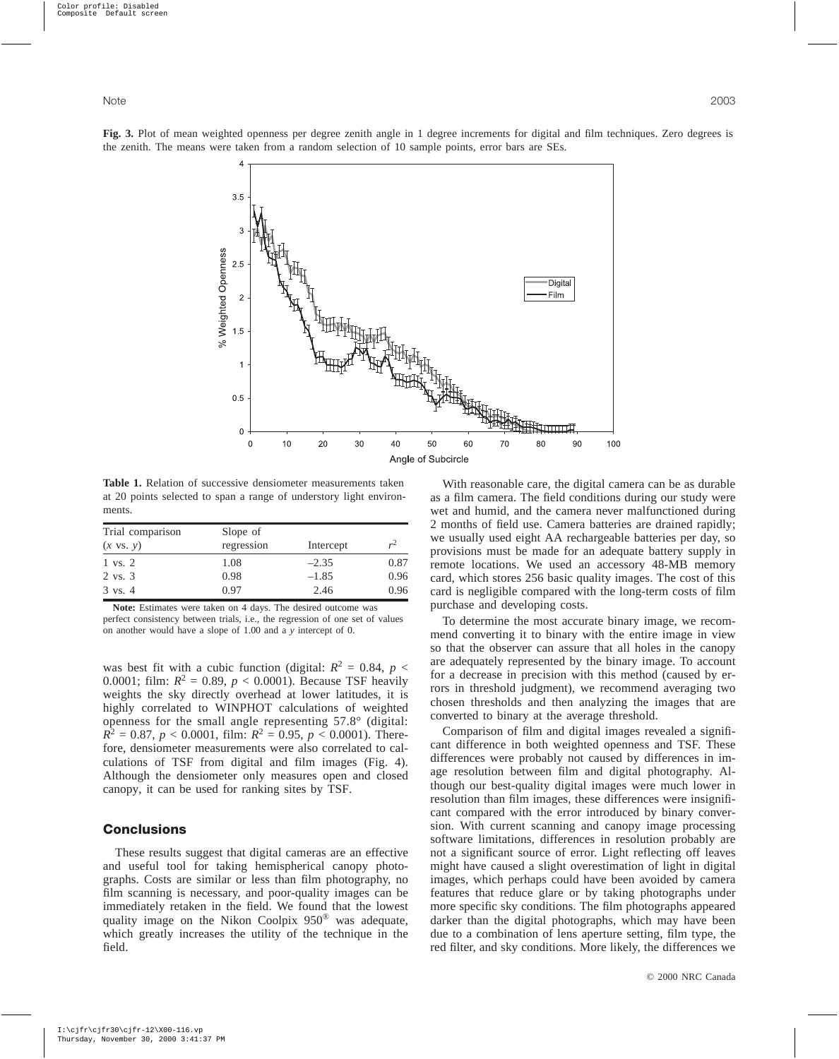**Fig. 3.** Plot of mean weighted openness per degree zenith angle in 1 degree increments for digital and film techniques. Zero degrees is the zenith. The means were taken from a random selection of 10 sample points, error bars are SEs.

% Weighted Openness

4
3.5
3
2.5
2
1.5
1
0.5
0

0 10 20 30 40 50 60 70 80 90 100

Angle of Subcircle

Digital
Film

**Table 1.** Relation of successive densiometer measurements taken at 20 points selected to span a range of understory light environments.

| Trial comparison ($x$ vs. $y$) | Slope of regression | Intercept | $r^2$ |
|---|---|---|---|
| 1 vs. 2 | 1.08 | –2.35 | 0.87 |
| 2 vs. 3 | 0.98 | –1.85 | 0.96 |
| 3 vs. 4 | 0.97 | 2.46 | 0.96 |

**Note:** Estimates were taken on 4 days. The desired outcome was perfect consistency between trials, i.e., the regression of one set of values on another would have a slope of 1.00 and a $y$ intercept of 0.

was best fit with a cubic function (digital: $R^2 = 0.84$, $p < 0.0001$; film: $R^2 = 0.89$, $p < 0.0001$). Because TSF heavily weights the sky directly overhead at lower latitudes, it is highly correlated to WINPHOT calculations of weighted openness for the small angle representing 57.8° (digital: $R^2 = 0.87$, $p < 0.0001$, film: $R^2 = 0.95$, $p < 0.0001$). Therefore, densiometer measurements were also correlated to calculations of TSF from digital and film images (Fig. 4). Although the densiometer only measures open and closed canopy, it can be used for ranking sites by TSF.

## Conclusions

These results suggest that digital cameras are an effective and useful tool for taking hemispherical canopy photographs. Costs are similar or less than film photography, no film scanning is necessary, and poor-quality images can be immediately retaken in the field. We found that the lowest quality image on the Nikon Coolpix 950® was adequate, which greatly increases the utility of the technique in the field.

With reasonable care, the digital camera can be as durable as a film camera. The field conditions during our study were wet and humid, and the camera never malfunctioned during 2 months of field use. Camera batteries are drained rapidly; we usually used eight AA rechargeable batteries per day, so provisions must be made for an adequate battery supply in remote locations. We used an accessory 48-MB memory card, which stores 256 basic quality images. The cost of this card is negligible compared with the long-term costs of film purchase and developing costs.

To determine the most accurate binary image, we recommend converting it to binary with the entire image in view so that the observer can assure that all holes in the canopy are adequately represented by the binary image. To account for a decrease in precision with this method (caused by errors in threshold judgment), we recommend averaging two chosen thresholds and then analyzing the images that are converted to binary at the average threshold.

Comparison of film and digital images revealed a significant difference in both weighted openness and TSF. These differences were probably not caused by differences in image resolution between film and digital photography. Although our best-quality digital images were much lower in resolution than film images, these differences were insignificant compared with the error introduced by binary conversion. With current scanning and canopy image processing software limitations, differences in resolution probably are not a significant source of error. Light reflecting off leaves might have caused a slight overestimation of light in digital images, which perhaps could have been avoided by camera features that reduce glare or by taking photographs under more specific sky conditions. The film photographs appeared darker than the digital photographs, which may have been due to a combination of lens aperture setting, film type, the red filter, and sky conditions. More likely, the differences we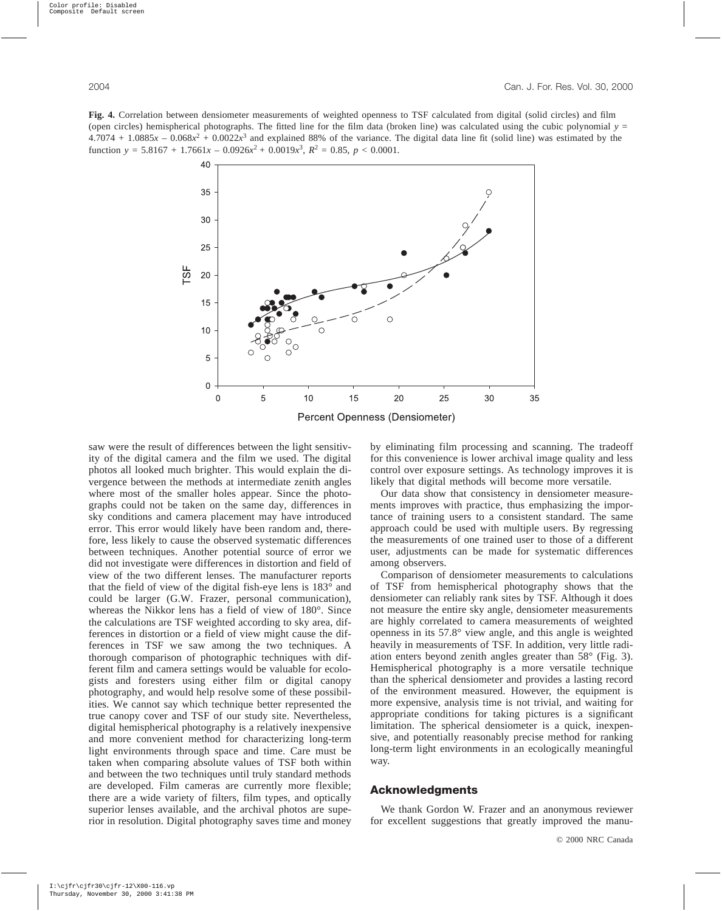**Fig. 4.** Correlation between densiometer measurements of weighted openness to TSF calculated from digital (solid circles) and film (open circles) hemispherical photographs. The fitted line for the film data (broken line) was calculated using the cubic polynomial $y = 4.7074 + 1.0885x - 0.068x^2 + 0.0022x^3$ and explained 88% of the variance. The digital data line fit (solid line) was estimated by the function $y = 5.8167 + 1.7661x - 0.0926x^2 + 0.0019x^3$, $R^2 = 0.85$, $p < 0.0001$.

saw were the result of differences between the light sensitivity of the digital camera and the film we used. The digital photos all looked much brighter. This would explain the divergence between the methods at intermediate zenith angles where most of the smaller holes appear. Since the photographs could not be taken on the same day, differences in sky conditions and camera placement may have introduced error. This error would likely have been random and, therefore, less likely to cause the observed systematic differences between techniques. Another potential source of error we did not investigate were differences in distortion and field of view of the two different lenses. The manufacturer reports that the field of view of the digital fish-eye lens is 183° and could be larger (G.W. Frazer, personal communication), whereas the Nikkor lens has a field of view of 180°. Since the calculations are TSF weighted according to sky area, differences in distortion or a field of view might cause the differences in TSF we saw among the two techniques. A thorough comparison of photographic techniques with different film and camera settings would be valuable for ecologists and foresters using either film or digital canopy photography, and would help resolve some of these possibilities. We cannot say which technique better represented the true canopy cover and TSF of our study site. Nevertheless, digital hemispherical photography is a relatively inexpensive and more convenient method for characterizing long-term light environments through space and time. Care must be taken when comparing absolute values of TSF both within and between the two techniques until truly standard methods are developed. Film cameras are currently more flexible; there are a wide variety of filters, film types, and optically superior lenses available, and the archival photos are superior in resolution. Digital photography saves time and money by eliminating film processing and scanning. The tradeoff for this convenience is lower archival image quality and less control over exposure settings. As technology improves it is likely that digital methods will become more versatile.

Our data show that consistency in densiometer measurements improves with practice, thus emphasizing the importance of training users to a consistent standard. The same approach could be used with multiple users. By regressing the measurements of one trained user to those of a different user, adjustments can be made for systematic differences among observers.

Comparison of densiometer measurements to calculations of TSF from hemispherical photography shows that the densiometer can reliably rank sites by TSF. Although it does not measure the entire sky angle, densiometer measurements are highly correlated to camera measurements of weighted openness in its 57.8° view angle, and this angle is weighted heavily in measurements of TSF. In addition, very little radiation enters beyond zenith angles greater than 58° (Fig. 3). Hemispherical photography is a more versatile technique than the spherical densiometer and provides a lasting record of the environment measured. However, the equipment is more expensive, analysis time is not trivial, and waiting for appropriate conditions for taking pictures is a significant limitation. The spherical densiometer is a quick, inexpensive, and potentially reasonably precise method for ranking long-term light environments in an ecologically meaningful way.

## Acknowledgments

We thank Gordon W. Frazer and an anonymous reviewer for excellent suggestions that greatly improved the manu-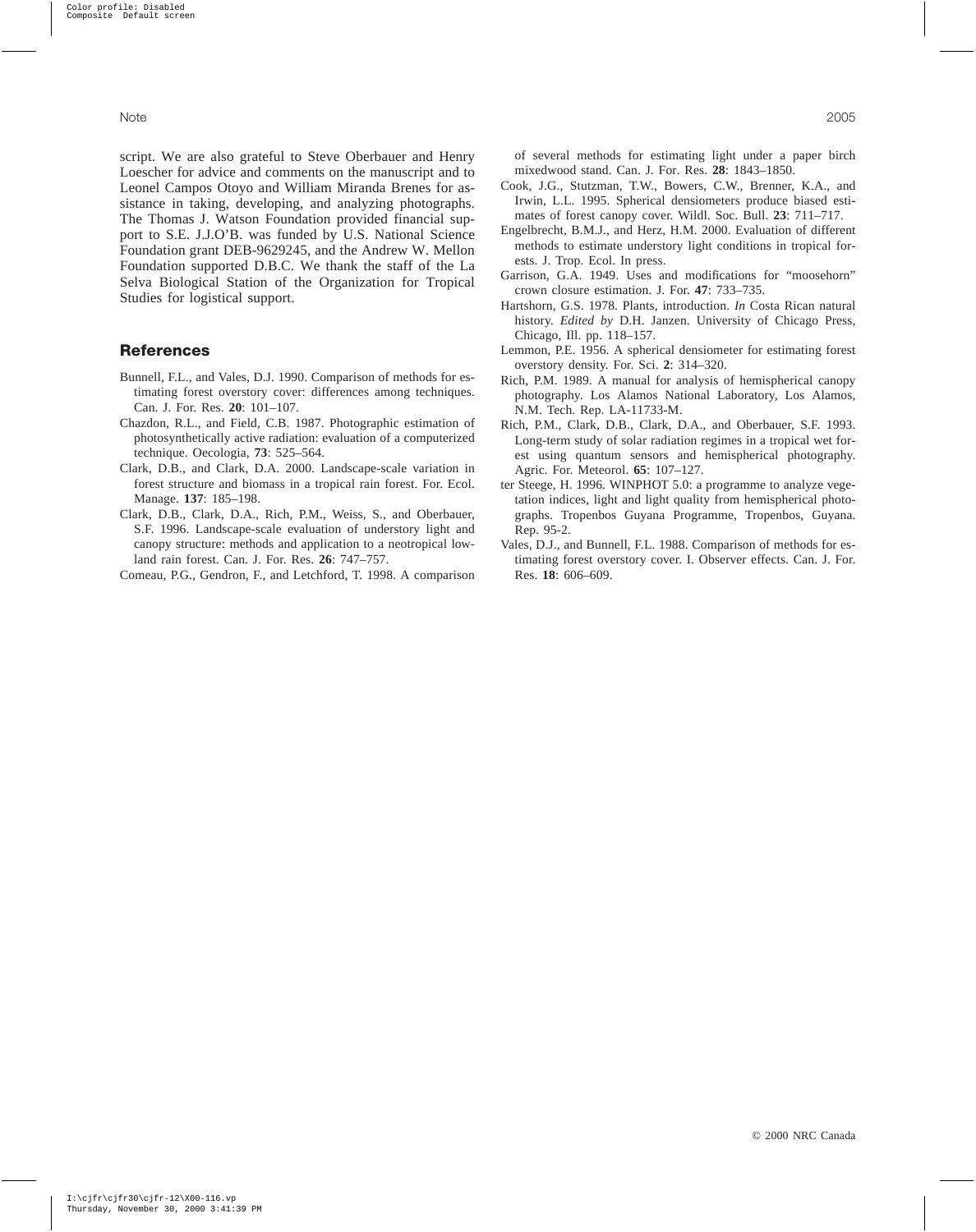script. We are also grateful to Steve Oberbauer and Henry Loescher for advice and comments on the manuscript and to Leonel Campos Otoyo and William Miranda Brenes for assistance in taking, developing, and analyzing photographs. The Thomas J. Watson Foundation provided financial support to S.E. J.J.O'B. was funded by U.S. National Science Foundation grant DEB-9629245, and the Andrew W. Mellon Foundation supported D.B.C. We thank the staff of the La Selva Biological Station of the Organization for Tropical Studies for logistical support.

## References

Bunnell, F.L., and Vales, D.J. 1990. Comparison of methods for estimating forest overstory cover: differences among techniques. Can. J. For. Res. **20**: 101–107.

Chazdon, R.L., and Field, C.B. 1987. Photographic estimation of photosynthetically active radiation: evaluation of a computerized technique. Oecologia, **73**: 525–564.

Clark, D.B., and Clark, D.A. 2000. Landscape-scale variation in forest structure and biomass in a tropical rain forest. For. Ecol. Manage. **137**: 185–198.

Clark, D.B., Clark, D.A., Rich, P.M., Weiss, S., and Oberbauer, S.F. 1996. Landscape-scale evaluation of understory light and canopy structure: methods and application to a neotropical lowland rain forest. Can. J. For. Res. **26**: 747–757.

Comeau, P.G., Gendron, F., and Letchford, T. 1998. A comparison of several methods for estimating light under a paper birch mixedwood stand. Can. J. For. Res. **28**: 1843–1850.

Cook, J.G., Stutzman, T.W., Bowers, C.W., Brenner, K.A., and Irwin, L.L. 1995. Spherical densiometers produce biased estimates of forest canopy cover. Wildl. Soc. Bull. **23**: 711–717.

Engelbrecht, B.M.J., and Herz, H.M. 2000. Evaluation of different methods to estimate understory light conditions in tropical forests. J. Trop. Ecol. In press.

Garrison, G.A. 1949. Uses and modifications for "moosehorn" crown closure estimation. J. For. **47**: 733–735.

Hartshorn, G.S. 1978. Plants, introduction. *In* Costa Rican natural history. *Edited by* D.H. Janzen. University of Chicago Press, Chicago, Ill. pp. 118–157.

Lemmon, P.E. 1956. A spherical densiometer for estimating forest overstory density. For. Sci. **2**: 314–320.

Rich, P.M. 1989. A manual for analysis of hemispherical canopy photography. Los Alamos National Laboratory, Los Alamos, N.M. Tech. Rep. LA-11733-M.

Rich, P.M., Clark, D.B., Clark, D.A., and Oberbauer, S.F. 1993. Long-term study of solar radiation regimes in a tropical wet forest using quantum sensors and hemispherical photography. Agric. For. Meteorol. **65**: 107–127.

ter Steege, H. 1996. WINPHOT 5.0: a programme to analyze vegetation indices, light and light quality from hemispherical photographs. Tropenbos Guyana Programme, Tropenbos, Guyana. Rep. 95-2.

Vales, D.J., and Bunnell, F.L. 1988. Comparison of methods for estimating forest overstory cover. I. Observer effects. Can. J. For. Res. **18**: 606–609.